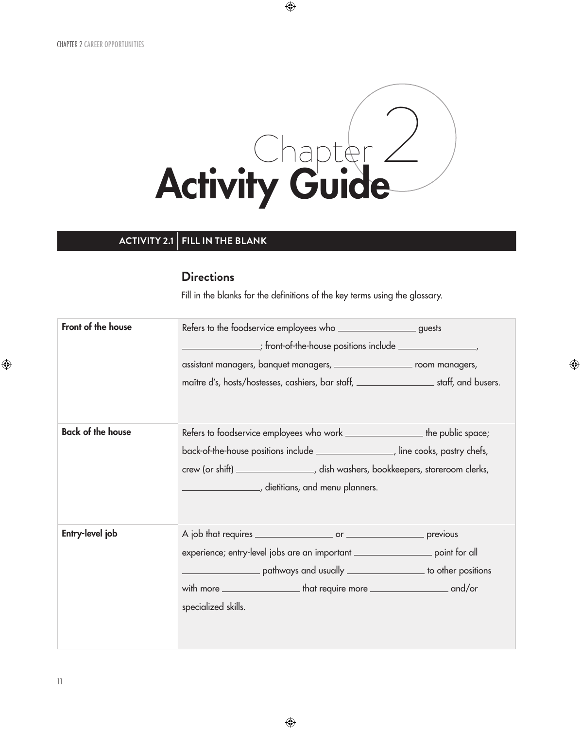# Chapter 2 Activity Guide

## ACTIVITY 2.1 | FILL IN THE BLANK

### Directions

Fill in the blanks for the definitions of the key terms using the glossary.

| | |
|---|---|
| **Front of the house** | Refers to the foodservice employees who ________________ guests ________________; front-of-the-house positions include ________________, assistant managers, banquet managers, ________________ room managers, maître d's, hosts/hostesses, cashiers, bar staff, ________________ staff, and busers. |
| **Back of the house** | Refers to foodservice employees who work ________________ the public space; back-of-the-house positions include ________________, line cooks, pastry chefs, crew (or shift) ________________, dish washers, bookkeepers, storeroom clerks, ________________, dietitians, and menu planners. |
| **Entry-level job** | A job that requires ________________ or ________________ previous experience; entry-level jobs are an important ________________ point for all ________________ pathways and usually ________________ to other positions with more ________________ that require more ________________ and/or specialized skills. |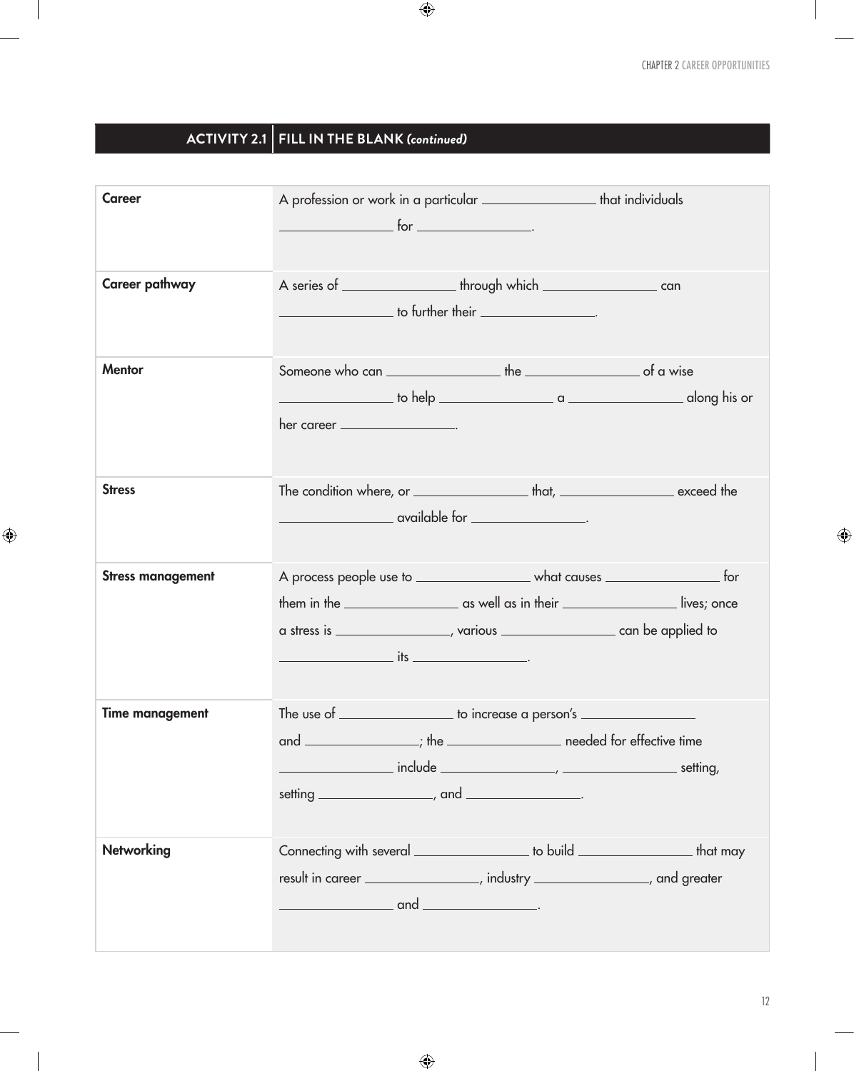## ACTIVITY 2.1 | FILL IN THE BLANK *(continued)*

| | |
|---|---|
| **Career** | A profession or work in a particular ________ that individuals ________ for ________. |
| **Career pathway** | A series of ________ through which ________ can ________ to further their ________. |
| **Mentor** | Someone who can ________ the ________ of a wise ________ to help ________ a ________ along his or her career ________. |
| **Stress** | The condition where, or ________ that, ________ exceed the ________ available for ________. |
| **Stress management** | A process people use to ________ what causes ________ for them in the ________ as well as in their ________ lives; once a stress is ________, various ________ can be applied to ________ its ________. |
| **Time management** | The use of ________ to increase a person's ________ and ________; the ________ needed for effective time ________ include ________, ________ setting, setting ________, and ________. |
| **Networking** | Connecting with several ________ to build ________ that may result in career ________, industry ________, and greater ________ and ________. |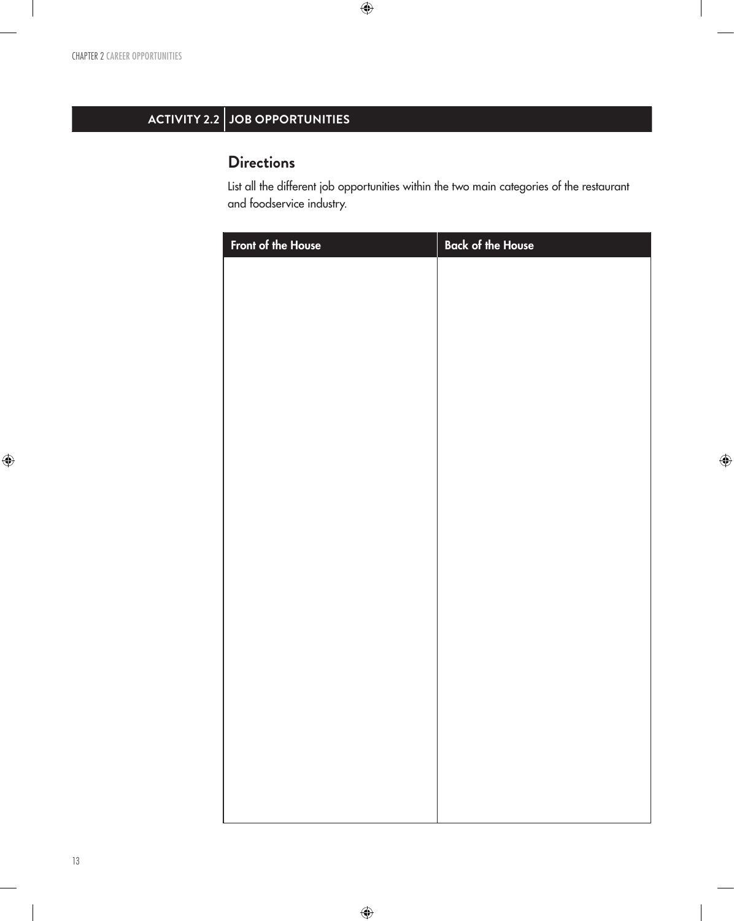## ACTIVITY 2.2 | JOB OPPORTUNITIES

### Directions

List all the different job opportunities within the two main categories of the restaurant and foodservice industry.

| Front of the House | Back of the House |
| --- | --- |
| | |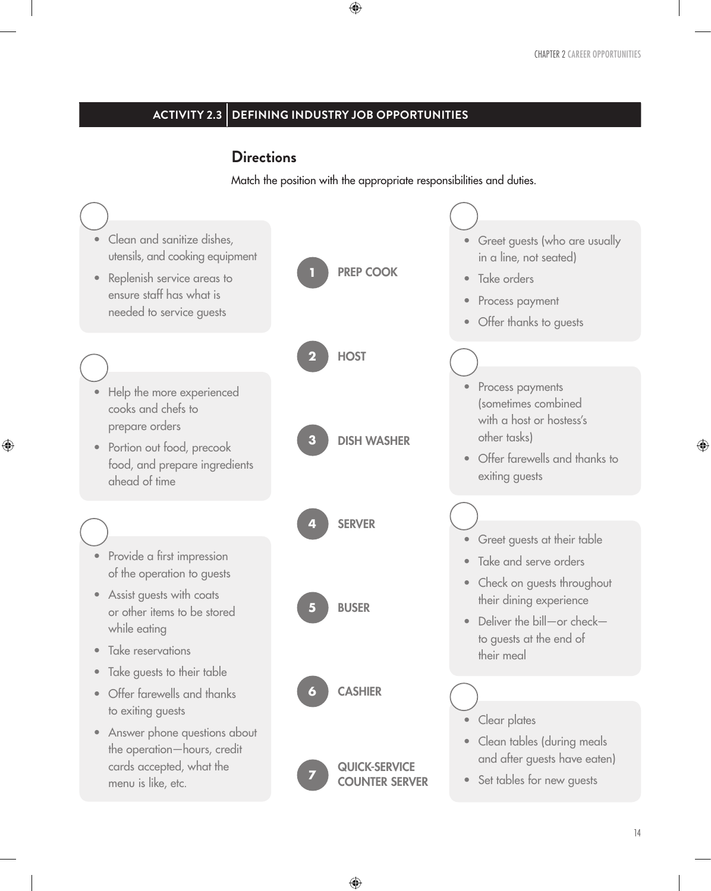## ACTIVITY 2.3 | DEFINING INDUSTRY JOB OPPORTUNITIES

### Directions

Match the position with the appropriate responsibilities and duties.

**Positions**

1. **PREP COOK**
2. **HOST**
3. **DISH WASHER**
4. **SERVER**
5. **BUSER**
6. **CASHIER**
7. **QUICK-SERVICE COUNTER SERVER**

**Responsibilities and duties**

◯
- Clean and sanitize dishes, utensils, and cooking equipment
- Replenish service areas to ensure staff has what is needed to service guests

◯
- Help the more experienced cooks and chefs to prepare orders
- Portion out food, precook food, and prepare ingredients ahead of time

◯
- Provide a first impression of the operation to guests
- Assist guests with coats or other items to be stored while eating
- Take reservations
- Take guests to their table
- Offer farewells and thanks to exiting guests
- Answer phone questions about the operation—hours, credit cards accepted, what the menu is like, etc.

◯
- Greet guests (who are usually in a line, not seated)
- Take orders
- Process payment
- Offer thanks to guests

◯
- Process payments (sometimes combined with a host or hostess's other tasks)
- Offer farewells and thanks to exiting guests

◯
- Greet guests at their table
- Take and serve orders
- Check on guests throughout their dining experience
- Deliver the bill—or check—to guests at the end of their meal

◯
- Clear plates
- Clean tables (during meals and after guests have eaten)
- Set tables for new guests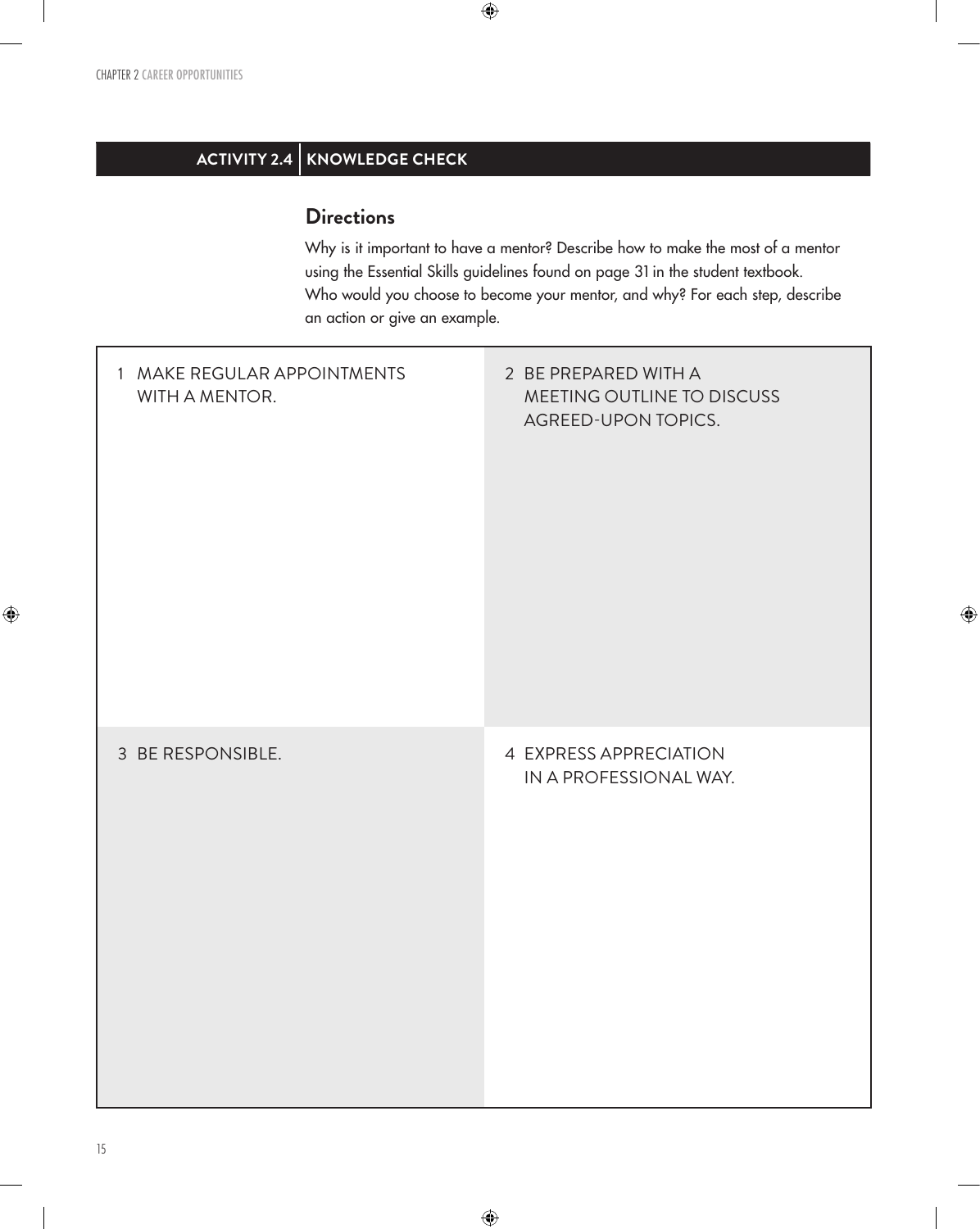## ACTIVITY 2.4 | KNOWLEDGE CHECK

### Directions

Why is it important to have a mentor? Describe how to make the most of a mentor using the Essential Skills guidelines found on page 31 in the student textbook. Who would you choose to become your mentor, and why? For each step, describe an action or give an example.

| | |
|---|---|
| 1 MAKE REGULAR APPOINTMENTS WITH A MENTOR. | 2 BE PREPARED WITH A MEETING OUTLINE TO DISCUSS AGREED-UPON TOPICS. |
| 3 BE RESPONSIBLE. | 4 EXPRESS APPRECIATION IN A PROFESSIONAL WAY. |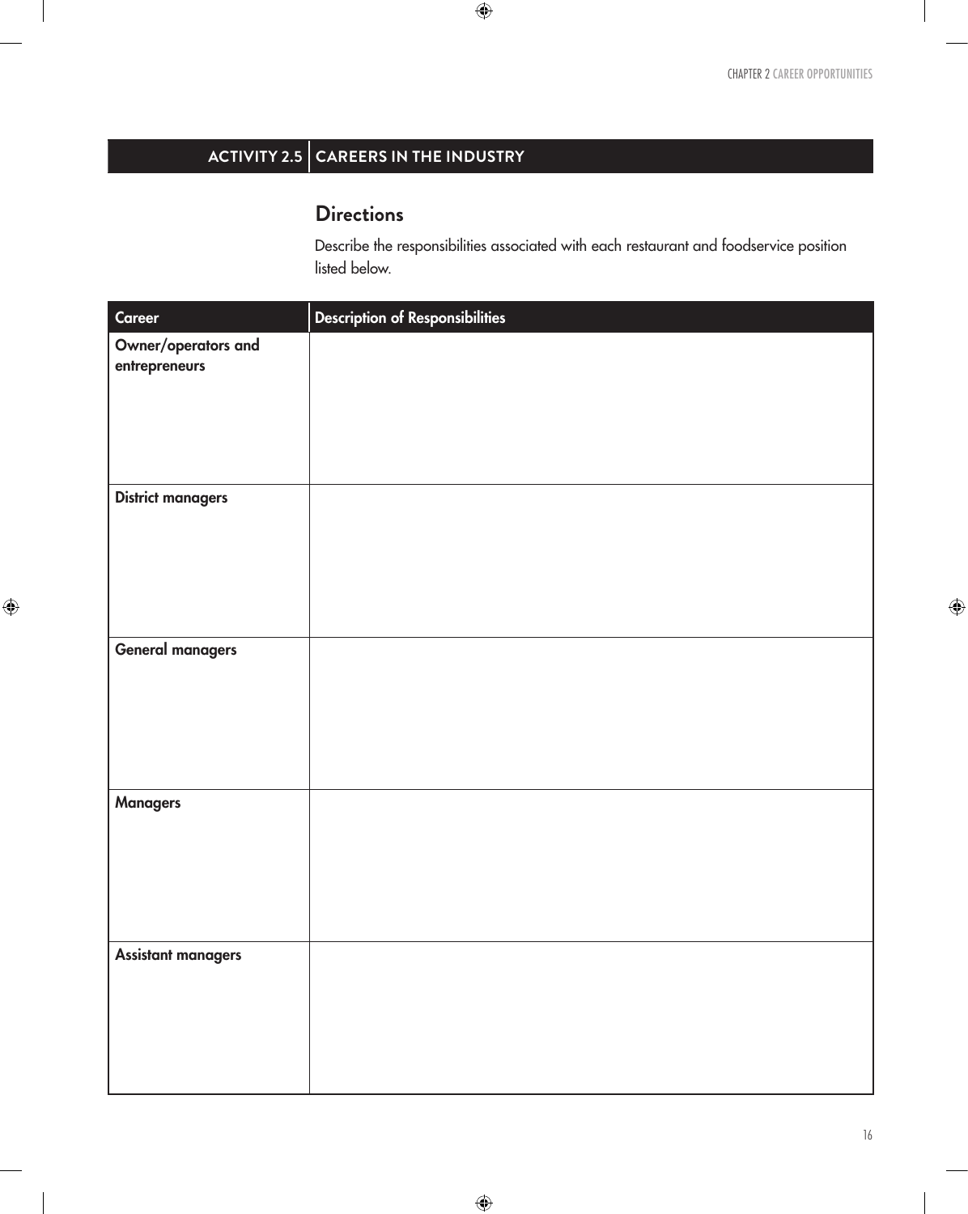## ACTIVITY 2.5 | CAREERS IN THE INDUSTRY

### Directions

Describe the responsibilities associated with each restaurant and foodservice position listed below.

| Career | Description of Responsibilities |
|---|---|
| **Owner/operators and entrepreneurs** | |
| **District managers** | |
| **General managers** | |
| **Managers** | |
| **Assistant managers** | |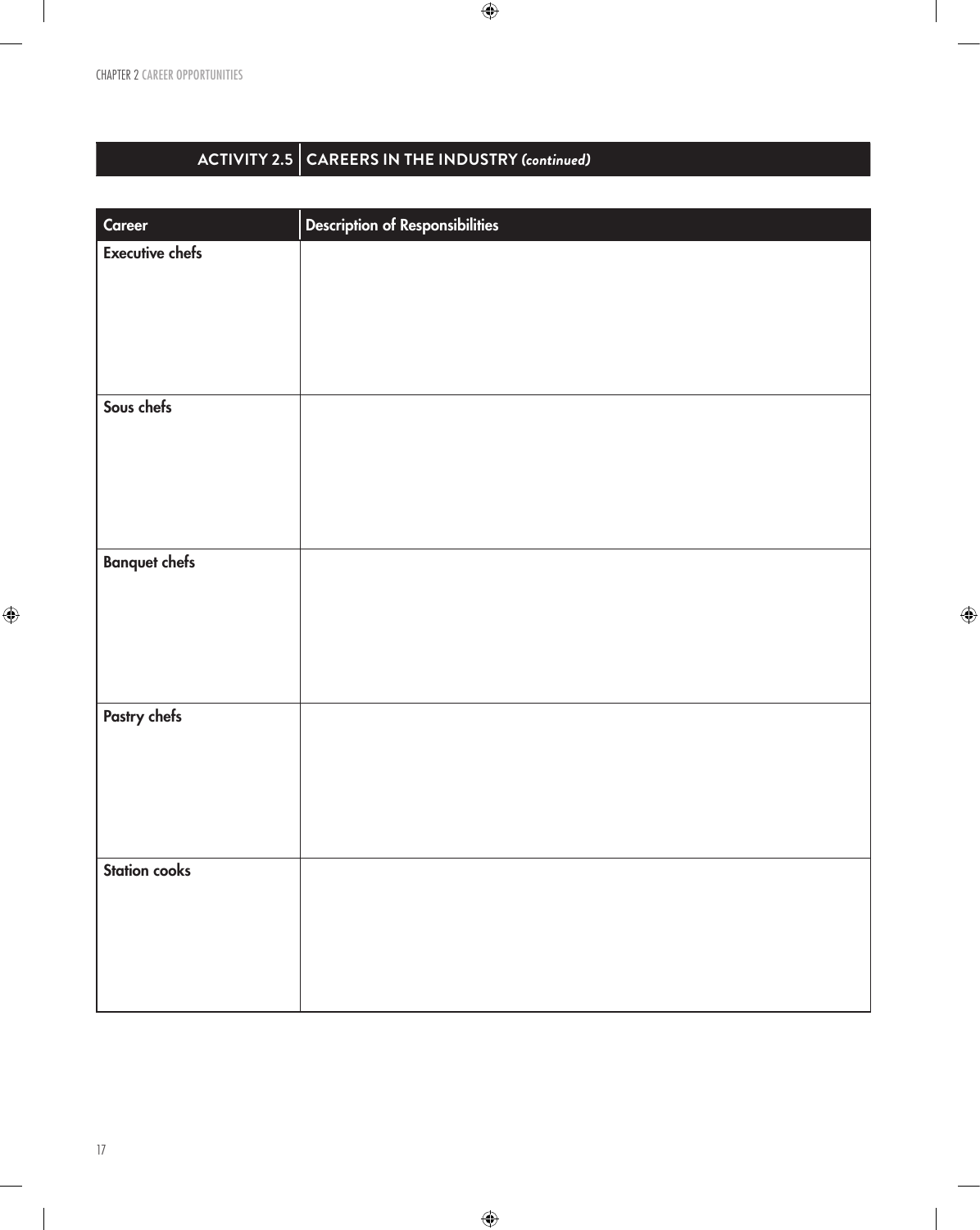## ACTIVITY 2.5 | CAREERS IN THE INDUSTRY *(continued)*

| Career | Description of Responsibilities |
| --- | --- |
| **Executive chefs** | |
| **Sous chefs** | |
| **Banquet chefs** | |
| **Pastry chefs** | |
| **Station cooks** | |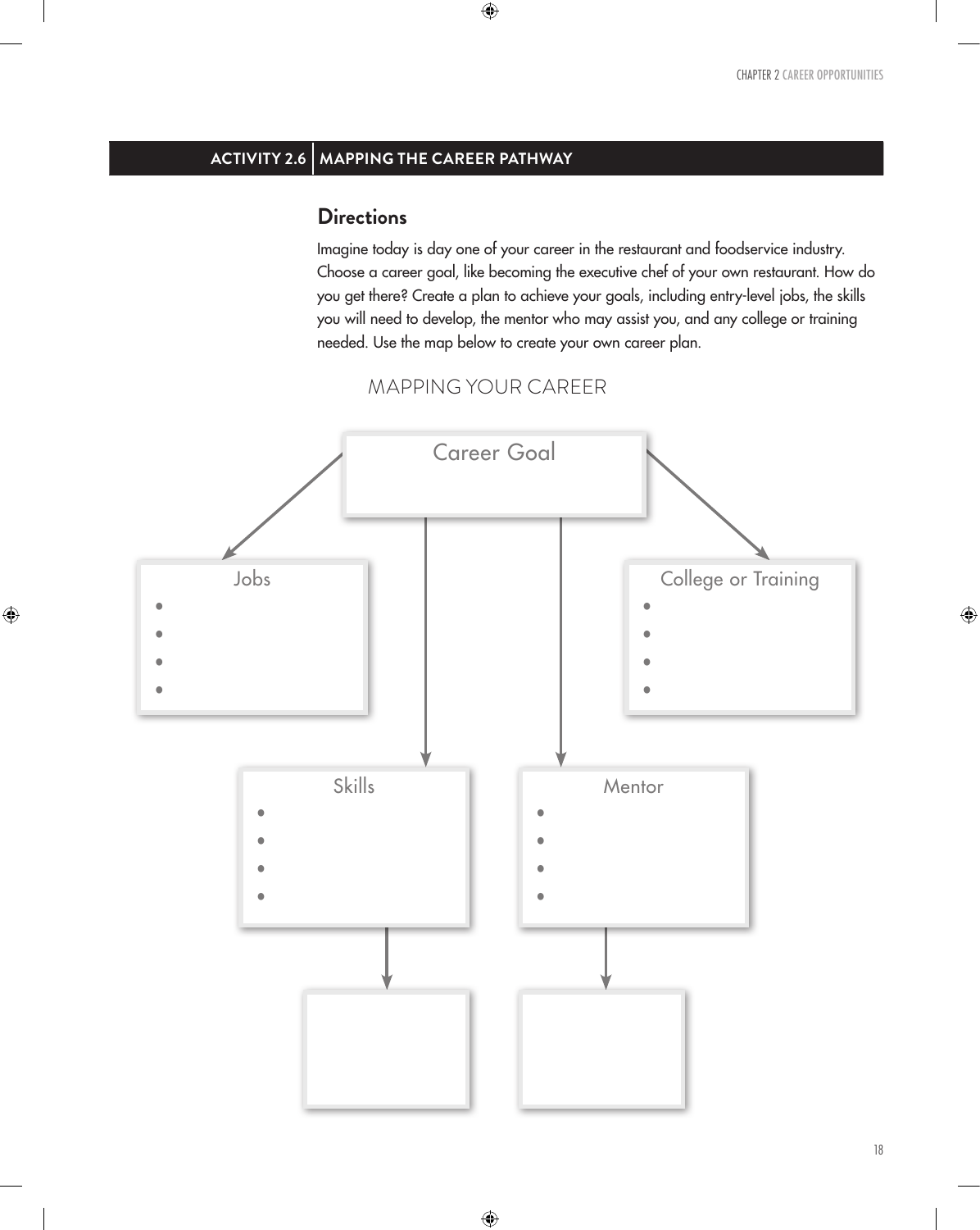## ACTIVITY 2.6 | MAPPING THE CAREER PATHWAY

### Directions

Imagine today is day one of your career in the restaurant and foodservice industry. Choose a career goal, like becoming the executive chef of your own restaurant. How do you get there? Create a plan to achieve your goals, including entry-level jobs, the skills you will need to develop, the mentor who may assist you, and any college or training needed. Use the map below to create your own career plan.

MAPPING YOUR CAREER

Career Goal

Jobs

- 
- 
- 
- 

College or Training

- 
- 
- 
- 

Skills

- 
- 
- 
- 

Mentor

- 
- 
- 
-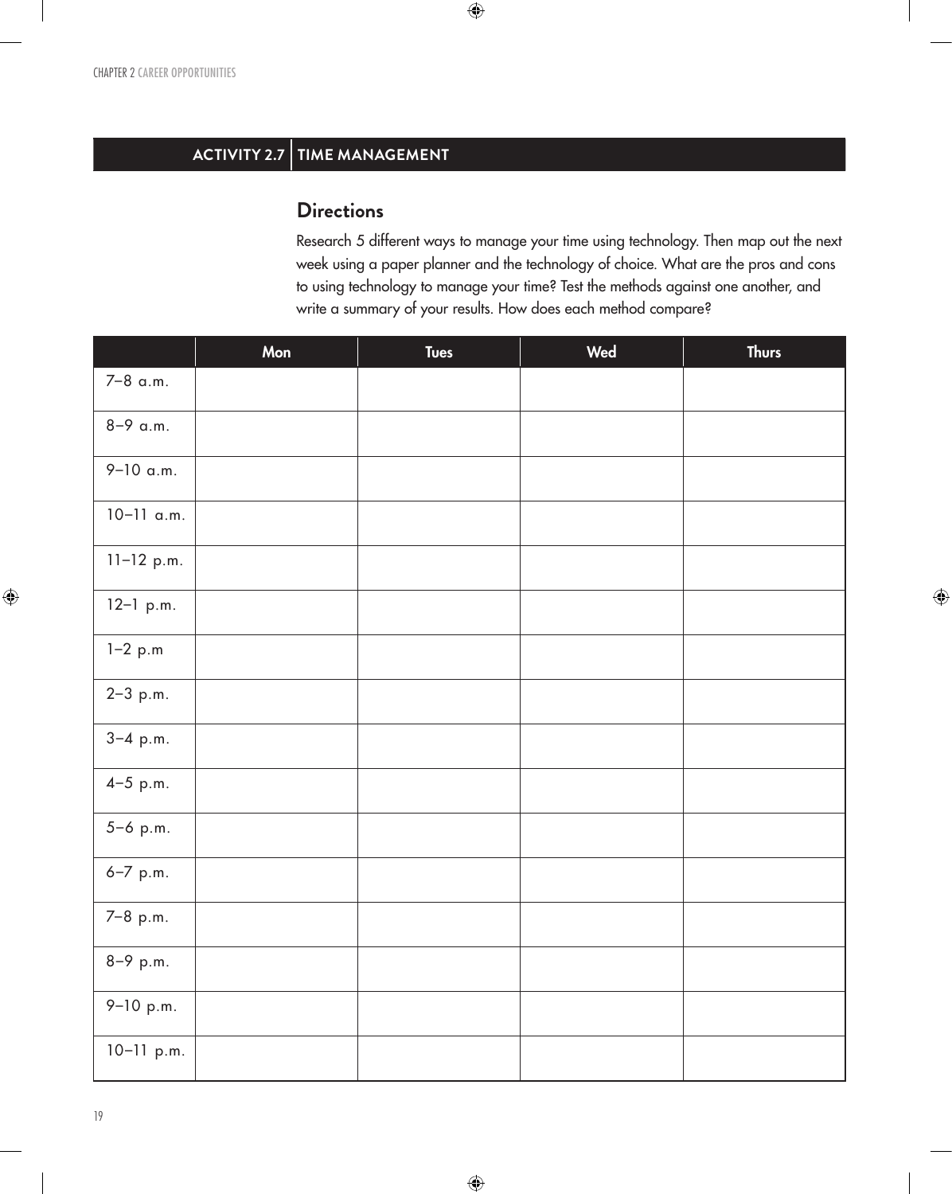## ACTIVITY 2.7 | TIME MANAGEMENT

### Directions

Research 5 different ways to manage your time using technology. Then map out the next week using a paper planner and the technology of choice. What are the pros and cons to using technology to manage your time? Test the methods against one another, and write a summary of your results. How does each method compare?

| | Mon | Tues | Wed | Thurs |
|---|---|---|---|---|
| 7–8 a.m. | | | | |
| 8–9 a.m. | | | | |
| 9–10 a.m. | | | | |
| 10–11 a.m. | | | | |
| 11–12 p.m. | | | | |
| 12–1 p.m. | | | | |
| 1–2 p.m | | | | |
| 2–3 p.m. | | | | |
| 3–4 p.m. | | | | |
| 4–5 p.m. | | | | |
| 5–6 p.m. | | | | |
| 6–7 p.m. | | | | |
| 7–8 p.m. | | | | |
| 8–9 p.m. | | | | |
| 9–10 p.m. | | | | |
| 10–11 p.m. | | | | |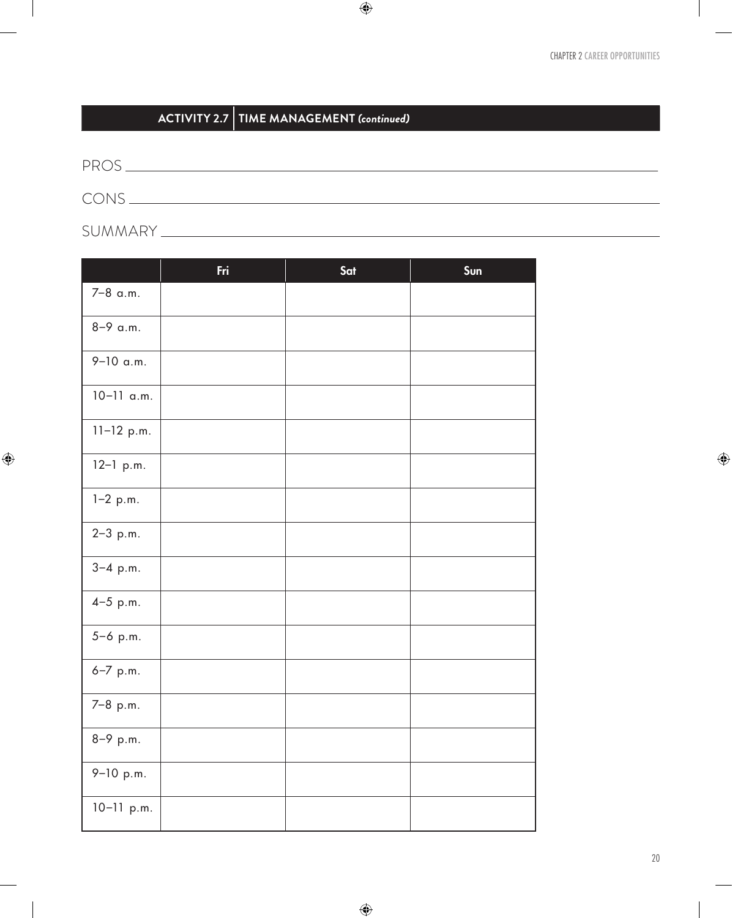## ACTIVITY 2.7 | TIME MANAGEMENT *(continued)*

PROS \_\_\_\_\_\_\_\_\_\_\_\_\_\_\_\_\_\_\_\_\_\_\_\_\_\_\_\_\_\_\_\_\_\_\_\_\_\_\_\_

CONS \_\_\_\_\_\_\_\_\_\_\_\_\_\_\_\_\_\_\_\_\_\_\_\_\_\_\_\_\_\_\_\_\_\_\_\_\_\_\_\_

SUMMARY \_\_\_\_\_\_\_\_\_\_\_\_\_\_\_\_\_\_\_\_\_\_\_\_\_\_\_\_\_\_\_\_\_\_\_\_\_\_\_\_

| | Fri | Sat | Sun |
|---|---|---|---|
| 7–8 a.m. | | | |
| 8–9 a.m. | | | |
| 9–10 a.m. | | | |
| 10–11 a.m. | | | |
| 11–12 p.m. | | | |
| 12–1 p.m. | | | |
| 1–2 p.m. | | | |
| 2–3 p.m. | | | |
| 3–4 p.m. | | | |
| 4–5 p.m. | | | |
| 5–6 p.m. | | | |
| 6–7 p.m. | | | |
| 7–8 p.m. | | | |
| 8–9 p.m. | | | |
| 9–10 p.m. | | | |
| 10–11 p.m. | | | |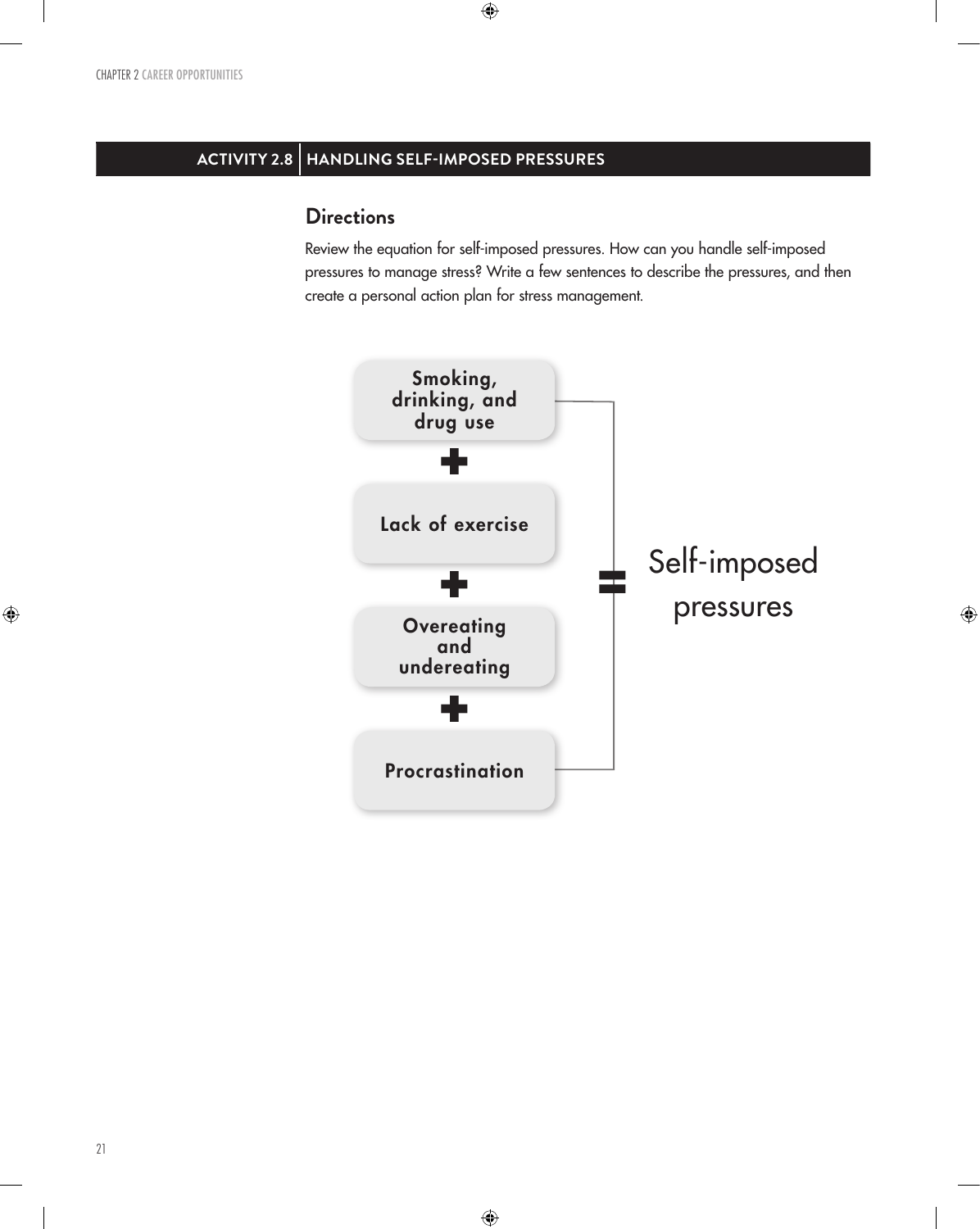## ACTIVITY 2.8 | HANDLING SELF-IMPOSED PRESSURES

### Directions

Review the equation for self-imposed pressures. How can you handle self-imposed pressures to manage stress? Write a few sentences to describe the pressures, and then create a personal action plan for stress management.

**Smoking, drinking, and drug use**

**+**

**Lack of exercise**

**+**

**Overeating and undereating**

**+**

**Procrastination**

**=** Self-imposed pressures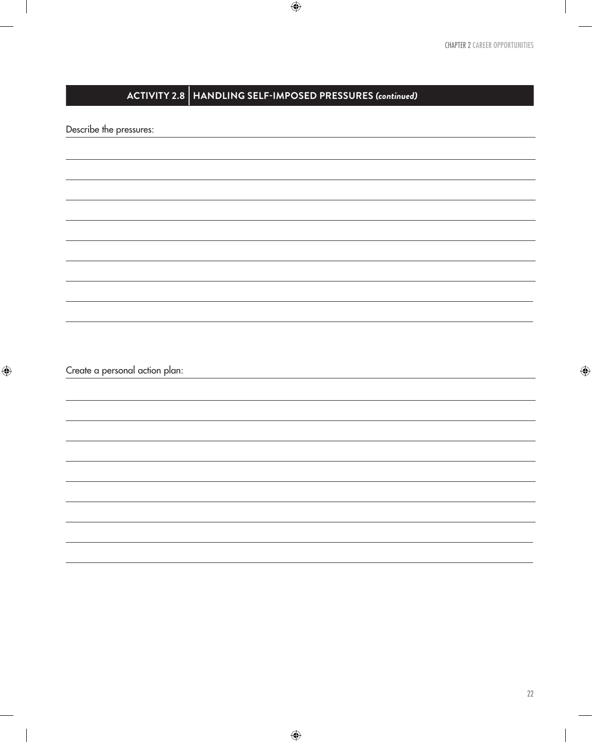## ACTIVITY 2.8 | HANDLING SELF-IMPOSED PRESSURES *(continued)*

Describe the pressures:

Create a personal action plan: